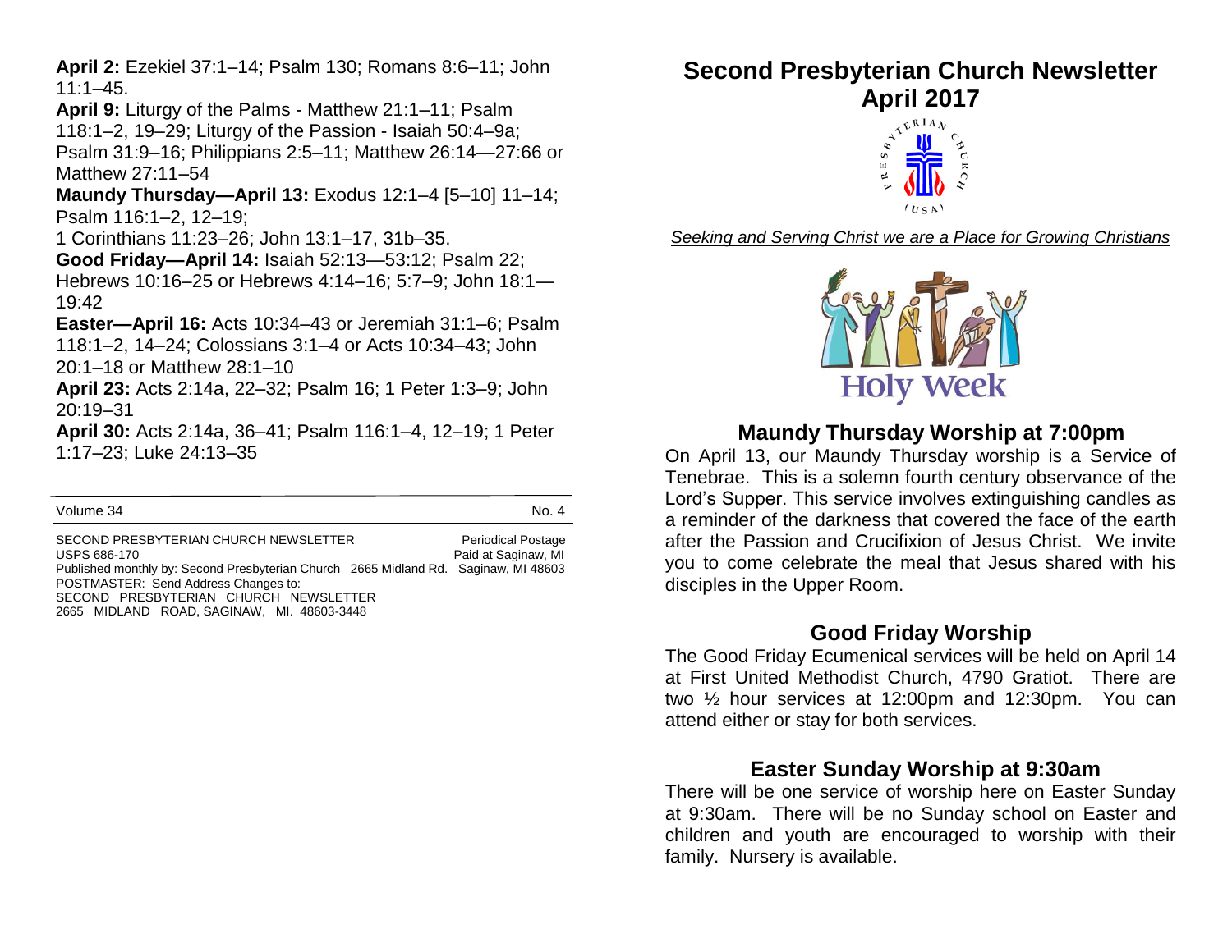**April 2:** Ezekiel 37:1–14; Psalm 130; Romans 8:6–11; John 11:1–45.

**April 9:** Liturgy of the Palms - Matthew 21:1–11; Psalm 118:1–2, 19–29; Liturgy of the Passion - Isaiah 50:4–9a; Psalm 31:9–16; Philippians 2:5–11; Matthew 26:14—27:66 or Matthew 27:11–54

**Maundy Thursday—April 13:** Exodus 12:1–4 [5–10] 11–14; Psalm 116:1–2, 12–19;
1 Corinthians 11:23–26; John 13:1–17, 31b–35.

**Good Friday—April 14:** Isaiah 52:13—53:12; Psalm 22; Hebrews 10:16–25 or Hebrews 4:14–16; 5:7–9; John 18:1—19:42

**Easter—April 16:** Acts 10:34–43 or Jeremiah 31:1–6; Psalm 118:1–2, 14–24; Colossians 3:1–4 or Acts 10:34–43; John 20:1–18 or Matthew 28:1–10

**April 23:** Acts 2:14a, 22–32; Psalm 16; 1 Peter 1:3–9; John 20:19–31

**April 30:** Acts 2:14a, 36–41; Psalm 116:1–4, 12–19; 1 Peter 1:17–23; Luke 24:13–35

---

Volume 34 No. 4

SECOND PRESBYTERIAN CHURCH NEWSLETTER Periodical Postage
USPS 686-170 Paid at Saginaw, MI
Published monthly by: Second Presbyterian Church 2665 Midland Rd. Saginaw, MI 48603
POSTMASTER: Send Address Changes to:
SECOND PRESBYTERIAN CHURCH NEWSLETTER
2665 MIDLAND ROAD, SAGINAW, MI. 48603-3448

# Second Presbyterian Church Newsletter April 2017

*Seeking and Serving Christ we are a Place for Growing Christians*

Holy Week

## Maundy Thursday Worship at 7:00pm

On April 13, our Maundy Thursday worship is a Service of Tenebrae. This is a solemn fourth century observance of the Lord's Supper. This service involves extinguishing candles as a reminder of the darkness that covered the face of the earth after the Passion and Crucifixion of Jesus Christ. We invite you to come celebrate the meal that Jesus shared with his disciples in the Upper Room.

## Good Friday Worship

The Good Friday Ecumenical services will be held on April 14 at First United Methodist Church, 4790 Gratiot. There are two ½ hour services at 12:00pm and 12:30pm. You can attend either or stay for both services.

## Easter Sunday Worship at 9:30am

There will be one service of worship here on Easter Sunday at 9:30am. There will be no Sunday school on Easter and children and youth are encouraged to worship with their family. Nursery is available.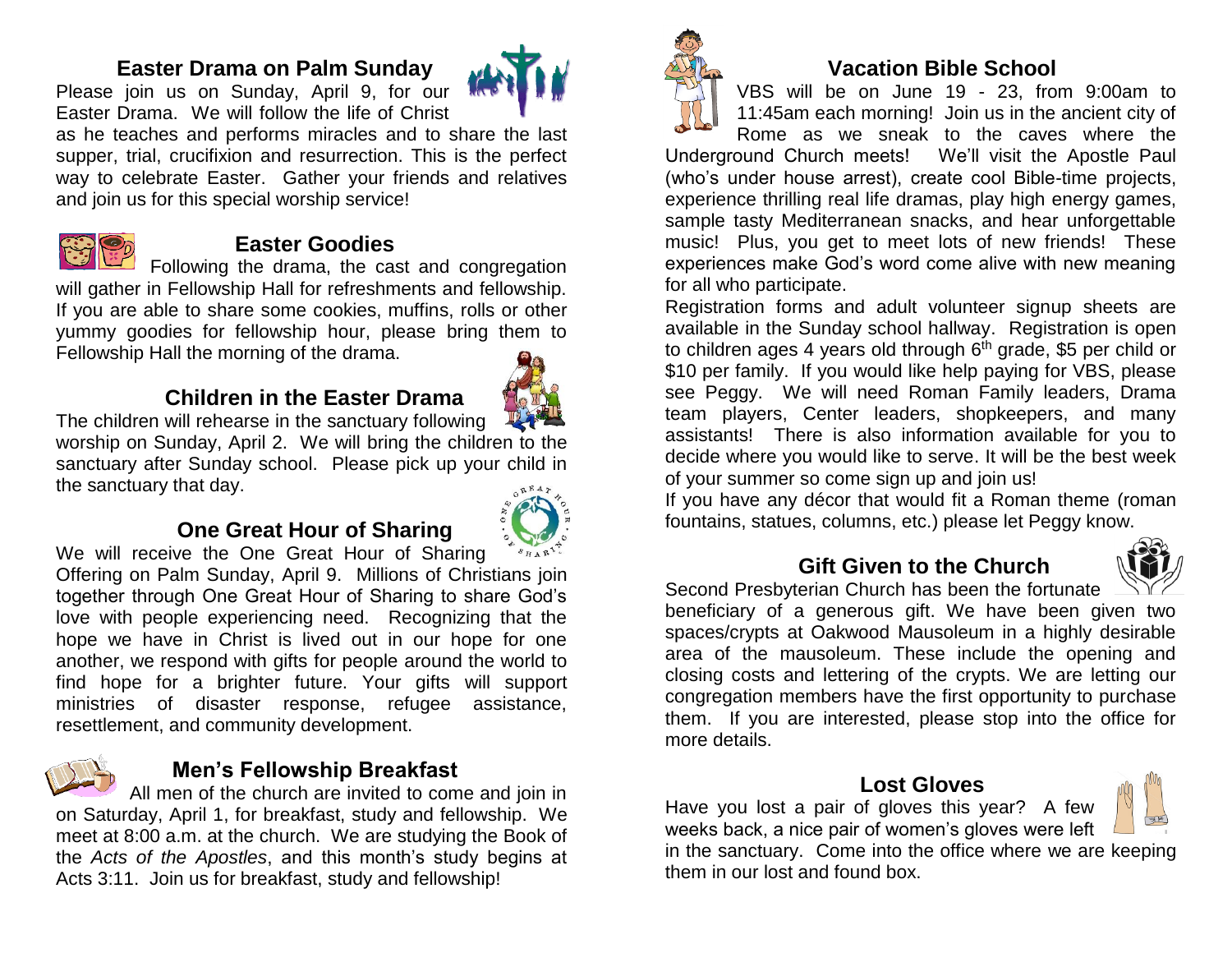## Easter Drama on Palm Sunday

Please join us on Sunday, April 9, for our Easter Drama. We will follow the life of Christ as he teaches and performs miracles and to share the last supper, trial, crucifixion and resurrection. This is the perfect way to celebrate Easter. Gather your friends and relatives and join us for this special worship service!

## Easter Goodies

Following the drama, the cast and congregation will gather in Fellowship Hall for refreshments and fellowship. If you are able to share some cookies, muffins, rolls or other yummy goodies for fellowship hour, please bring them to Fellowship Hall the morning of the drama.

## Children in the Easter Drama

The children will rehearse in the sanctuary following worship on Sunday, April 2. We will bring the children to the sanctuary after Sunday school. Please pick up your child in the sanctuary that day.

## One Great Hour of Sharing

We will receive the One Great Hour of Sharing Offering on Palm Sunday, April 9. Millions of Christians join together through One Great Hour of Sharing to share God's love with people experiencing need. Recognizing that the hope we have in Christ is lived out in our hope for one another, we respond with gifts for people around the world to find hope for a brighter future. Your gifts will support ministries of disaster response, refugee assistance, resettlement, and community development.

## Men's Fellowship Breakfast

All men of the church are invited to come and join in on Saturday, April 1, for breakfast, study and fellowship. We meet at 8:00 a.m. at the church. We are studying the Book of the *Acts of the Apostles*, and this month's study begins at Acts 3:11. Join us for breakfast, study and fellowship!

## Vacation Bible School

VBS will be on June 19 - 23, from 9:00am to 11:45am each morning! Join us in the ancient city of Rome as we sneak to the caves where the Underground Church meets! We'll visit the Apostle Paul (who's under house arrest), create cool Bible-time projects, experience thrilling real life dramas, play high energy games, sample tasty Mediterranean snacks, and hear unforgettable music! Plus, you get to meet lots of new friends! These experiences make God's word come alive with new meaning for all who participate.

Registration forms and adult volunteer signup sheets are available in the Sunday school hallway. Registration is open to children ages 4 years old through 6th grade, $5 per child or $10 per family. If you would like help paying for VBS, please see Peggy. We will need Roman Family leaders, Drama team players, Center leaders, shopkeepers, and many assistants! There is also information available for you to decide where you would like to serve. It will be the best week of your summer so come sign up and join us!

If you have any décor that would fit a Roman theme (roman fountains, statues, columns, etc.) please let Peggy know.

## Gift Given to the Church

Second Presbyterian Church has been the fortunate beneficiary of a generous gift. We have been given two spaces/crypts at Oakwood Mausoleum in a highly desirable area of the mausoleum. These include the opening and closing costs and lettering of the crypts. We are letting our congregation members have the first opportunity to purchase them. If you are interested, please stop into the office for more details.

## Lost Gloves

Have you lost a pair of gloves this year? A few weeks back, a nice pair of women's gloves were left in the sanctuary. Come into the office where we are keeping them in our lost and found box.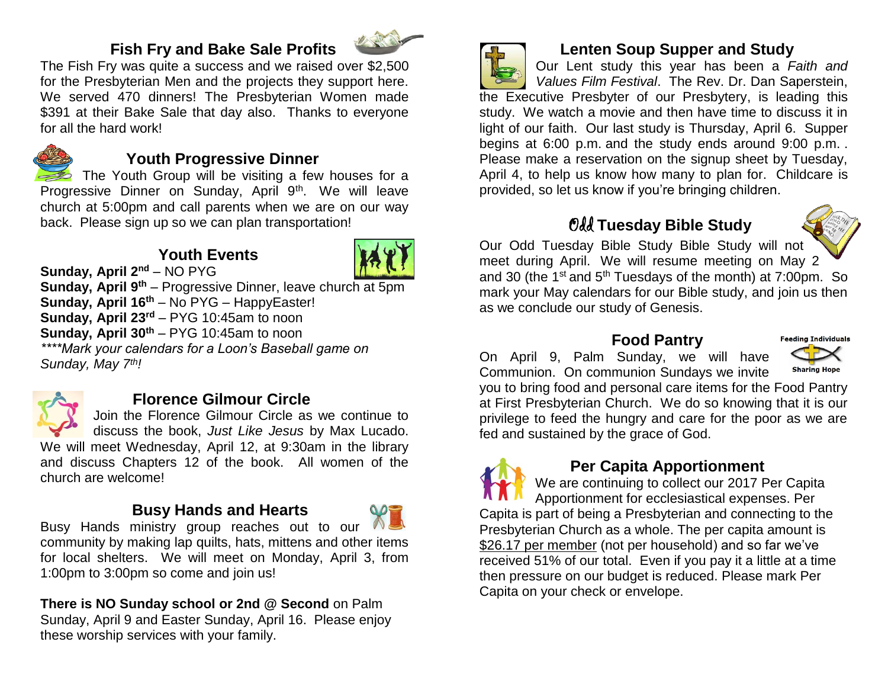## Fish Fry and Bake Sale Profits

The Fish Fry was quite a success and we raised over $2,500 for the Presbyterian Men and the projects they support here. We served 470 dinners! The Presbyterian Women made $391 at their Bake Sale that day also. Thanks to everyone for all the hard work!

## Youth Progressive Dinner

The Youth Group will be visiting a few houses for a Progressive Dinner on Sunday, April 9th. We will leave church at 5:00pm and call parents when we are on our way back. Please sign up so we can plan transportation!

## Youth Events

**Sunday, April 2nd** – NO PYG
**Sunday, April 9th** – Progressive Dinner, leave church at 5pm
**Sunday, April 16th** – No PYG – HappyEaster!
**Sunday, April 23rd** – PYG 10:45am to noon
**Sunday, April 30th** – PYG 10:45am to noon
*\*\*\*\*Mark your calendars for a Loon's Baseball game on Sunday, May 7th!*

## Florence Gilmour Circle

Join the Florence Gilmour Circle as we continue to discuss the book, *Just Like Jesus* by Max Lucado. We will meet Wednesday, April 12, at 9:30am in the library and discuss Chapters 12 of the book. All women of the church are welcome!

## Busy Hands and Hearts

Busy Hands ministry group reaches out to our community by making lap quilts, hats, mittens and other items for local shelters. We will meet on Monday, April 3, from 1:00pm to 3:00pm so come and join us!

**There is NO Sunday school or 2nd @ Second** on Palm Sunday, April 9 and Easter Sunday, April 16. Please enjoy these worship services with your family.

## Lenten Soup Supper and Study

Our Lent study this year has been a *Faith and Values Film Festival*. The Rev. Dr. Dan Saperstein, the Executive Presbyter of our Presbytery, is leading this study. We watch a movie and then have time to discuss it in light of our faith. Our last study is Thursday, April 6. Supper begins at 6:00 p.m. and the study ends around 9:00 p.m. . Please make a reservation on the signup sheet by Tuesday, April 4, to help us know how many to plan for. Childcare is provided, so let us know if you're bringing children.

## Odd Tuesday Bible Study

Our Odd Tuesday Bible Study Bible Study will not meet during April. We will resume meeting on May 2 and 30 (the 1st and 5th Tuesdays of the month) at 7:00pm. So mark your May calendars for our Bible study, and join us then as we conclude our study of Genesis.

## Food Pantry

On April 9, Palm Sunday, we will have Communion. On communion Sundays we invite you to bring food and personal care items for the Food Pantry at First Presbyterian Church. We do so knowing that it is our privilege to feed the hungry and care for the poor as we are fed and sustained by the grace of God.

## Per Capita Apportionment

We are continuing to collect our 2017 Per Capita Apportionment for ecclesiastical expenses. Per Capita is part of being a Presbyterian and connecting to the Presbyterian Church as a whole. The per capita amount is $26.17 per member (not per household) and so far we've received 51% of our total. Even if you pay it a little at a time then pressure on our budget is reduced. Please mark Per Capita on your check or envelope.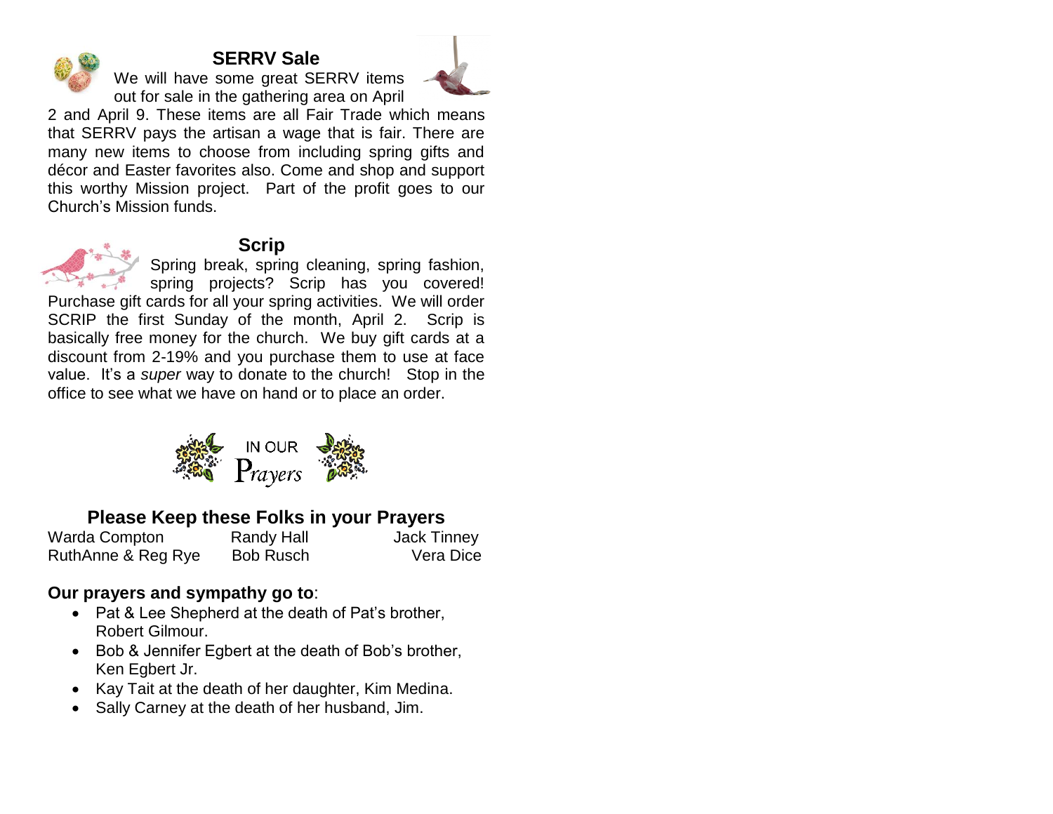## SERRV Sale

We will have some great SERRV items out for sale in the gathering area on April 2 and April 9. These items are all Fair Trade which means that SERRV pays the artisan a wage that is fair. There are many new items to choose from including spring gifts and décor and Easter favorites also. Come and shop and support this worthy Mission project. Part of the profit goes to our Church's Mission funds.

## Scrip

Spring break, spring cleaning, spring fashion, spring projects? Scrip has you covered! Purchase gift cards for all your spring activities. We will order SCRIP the first Sunday of the month, April 2. Scrip is basically free money for the church. We buy gift cards at a discount from 2-19% and you purchase them to use at face value. It's a *super* way to donate to the church! Stop in the office to see what we have on hand or to place an order.

IN OUR Prayers

## Please Keep these Folks in your Prayers

| | | |
|---|---|---|
| Warda Compton | Randy Hall | Jack Tinney |
| RuthAnne & Reg Rye | Bob Rusch | Vera Dice |

**Our prayers and sympathy go to**:

- Pat & Lee Shepherd at the death of Pat's brother, Robert Gilmour.
- Bob & Jennifer Egbert at the death of Bob's brother, Ken Egbert Jr.
- Kay Tait at the death of her daughter, Kim Medina.
- Sally Carney at the death of her husband, Jim.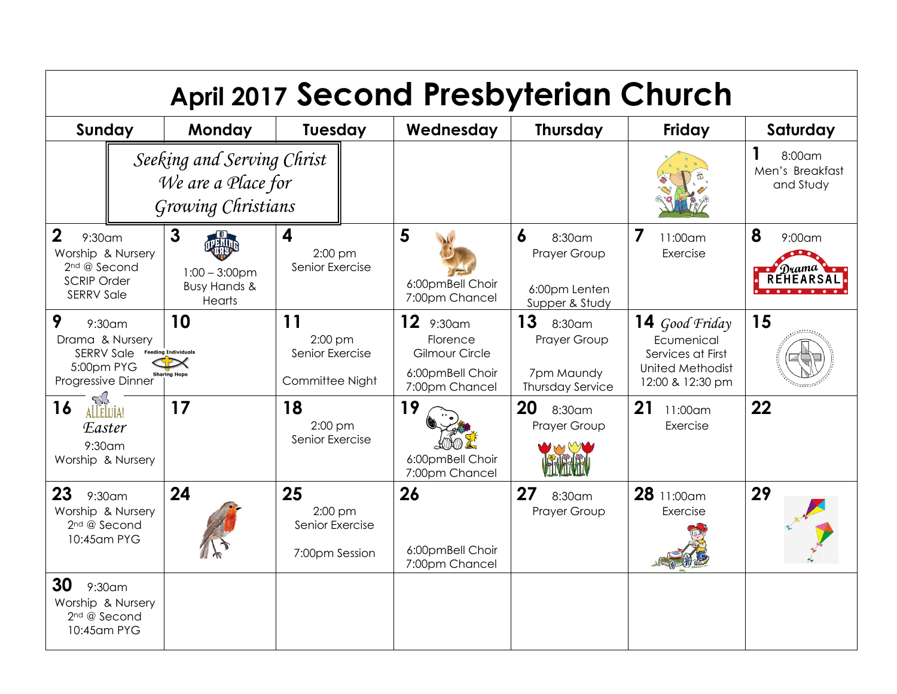# April 2017 Second Presbyterian Church

| Sunday | Monday | Tuesday | Wednesday | Thursday | Friday | Saturday |
|---|---|---|---|---|---|---|
| *Seeking and Serving Christ We are a Place for Growing Christians* | | | | | | **1** 8:00am Men's Breakfast and Study |
| **2** 9:30am Worship & Nursery 2nd @ Second SCRIP Order SERRV Sale | **3** 1:00 – 3:00pm Busy Hands & Hearts | **4** 2:00 pm Senior Exercise | **5** 6:00pmBell Choir 7:00pm Chancel | **6** 8:30am Prayer Group 6:00pm Lenten Supper & Study | **7** 11:00am Exercise | **8** 9:00am Drama REHEARSAL |
| **9** 9:30am Drama & Nursery SERRV Sale 5:00pm PYG Progressive Dinner | **10** | **11** 2:00 pm Senior Exercise Committee Night | **12** 9:30am Florence Gilmour Circle 6:00pmBell Choir 7:00pm Chancel | **13** 8:30am Prayer Group 7pm Maundy Thursday Service | **14** *Good Friday* Ecumenical Services at First United Methodist 12:00 & 12:30 pm | **15** |
| **16** ALLELUIA! *Easter* 9:30am Worship & Nursery | **17** | **18** 2:00 pm Senior Exercise | **19** 6:00pmBell Choir 7:00pm Chancel | **20** 8:30am Prayer Group | **21** 11:00am Exercise | **22** |
| **23** 9:30am Worship & Nursery 2nd @ Second 10:45am PYG | **24** | **25** 2:00 pm Senior Exercise 7:00pm Session | **26** 6:00pmBell Choir 7:00pm Chancel | **27** 8:30am Prayer Group | **28** 11:00am Exercise | **29** |
| **30** 9:30am Worship & Nursery 2nd @ Second 10:45am PYG | | | | | | |